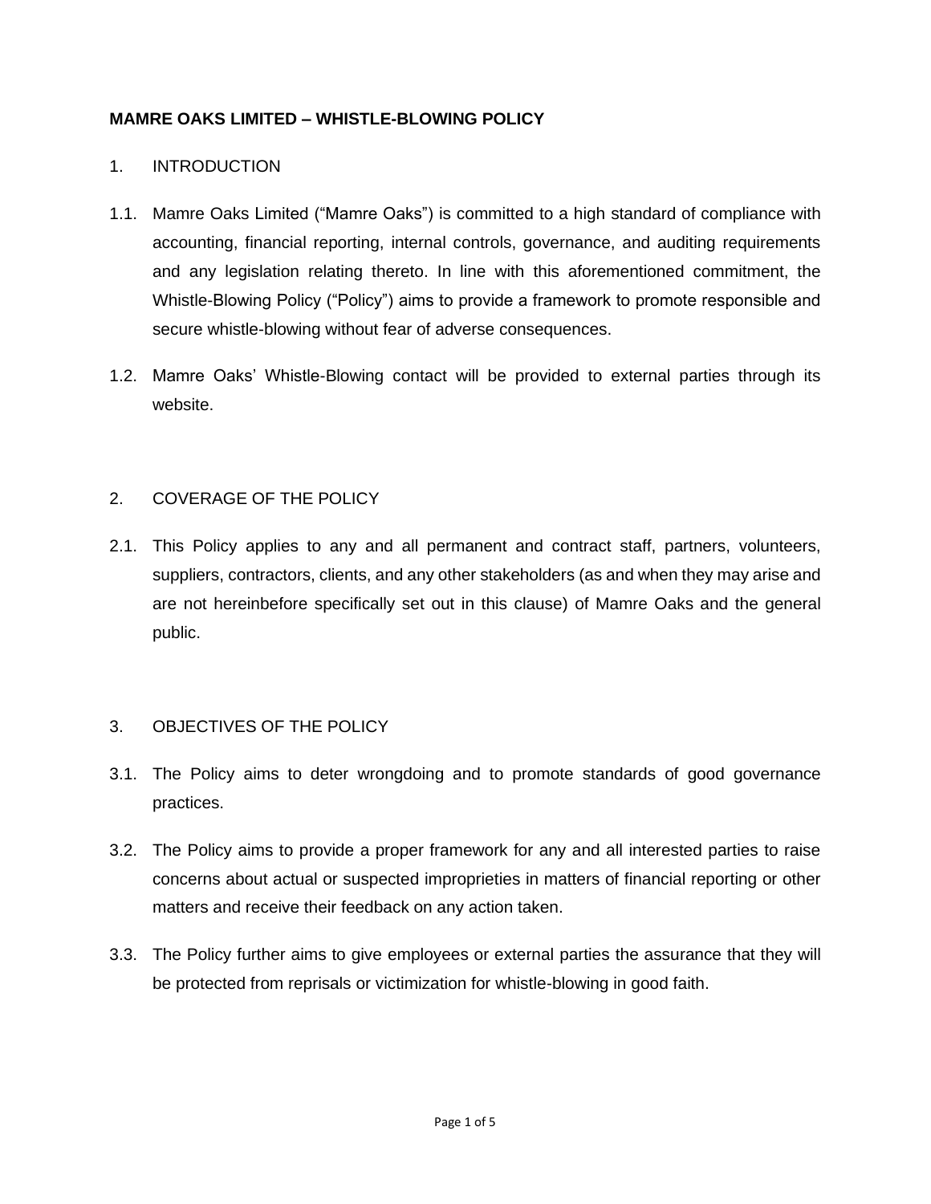# MAMRE OAKS LIMITED – WHISTLE-BLOWING POLICY

## 1. INTRODUCTION

1.1. Mamre Oaks Limited ("Mamre Oaks") is committed to a high standard of compliance with accounting, financial reporting, internal controls, governance, and auditing requirements and any legislation relating thereto. In line with this aforementioned commitment, the Whistle-Blowing Policy ("Policy") aims to provide a framework to promote responsible and secure whistle-blowing without fear of adverse consequences.

1.2. Mamre Oaks' Whistle-Blowing contact will be provided to external parties through its website.

## 2. COVERAGE OF THE POLICY

2.1. This Policy applies to any and all permanent and contract staff, partners, volunteers, suppliers, contractors, clients, and any other stakeholders (as and when they may arise and are not hereinbefore specifically set out in this clause) of Mamre Oaks and the general public.

## 3. OBJECTIVES OF THE POLICY

3.1. The Policy aims to deter wrongdoing and to promote standards of good governance practices.

3.2. The Policy aims to provide a proper framework for any and all interested parties to raise concerns about actual or suspected improprieties in matters of financial reporting or other matters and receive their feedback on any action taken.

3.3. The Policy further aims to give employees or external parties the assurance that they will be protected from reprisals or victimization for whistle-blowing in good faith.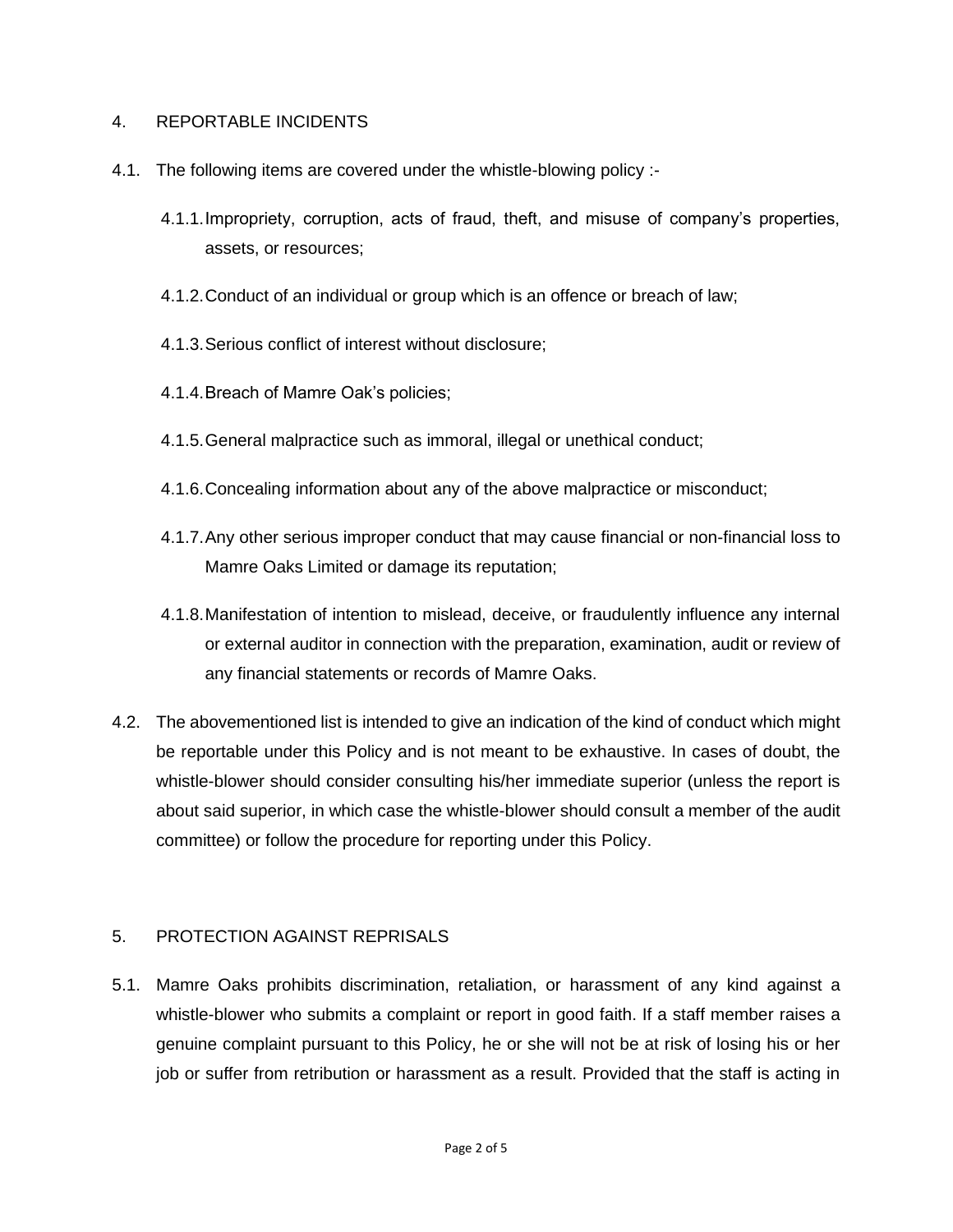## 4. REPORTABLE INCIDENTS

4.1. The following items are covered under the whistle-blowing policy :-

- 4.1.1. Impropriety, corruption, acts of fraud, theft, and misuse of company's properties, assets, or resources;
- 4.1.2. Conduct of an individual or group which is an offence or breach of law;
- 4.1.3. Serious conflict of interest without disclosure;
- 4.1.4. Breach of Mamre Oak's policies;
- 4.1.5. General malpractice such as immoral, illegal or unethical conduct;
- 4.1.6. Concealing information about any of the above malpractice or misconduct;
- 4.1.7. Any other serious improper conduct that may cause financial or non-financial loss to Mamre Oaks Limited or damage its reputation;
- 4.1.8. Manifestation of intention to mislead, deceive, or fraudulently influence any internal or external auditor in connection with the preparation, examination, audit or review of any financial statements or records of Mamre Oaks.

4.2. The abovementioned list is intended to give an indication of the kind of conduct which might be reportable under this Policy and is not meant to be exhaustive. In cases of doubt, the whistle-blower should consider consulting his/her immediate superior (unless the report is about said superior, in which case the whistle-blower should consult a member of the audit committee) or follow the procedure for reporting under this Policy.

## 5. PROTECTION AGAINST REPRISALS

5.1. Mamre Oaks prohibits discrimination, retaliation, or harassment of any kind against a whistle-blower who submits a complaint or report in good faith. If a staff member raises a genuine complaint pursuant to this Policy, he or she will not be at risk of losing his or her job or suffer from retribution or harassment as a result. Provided that the staff is acting in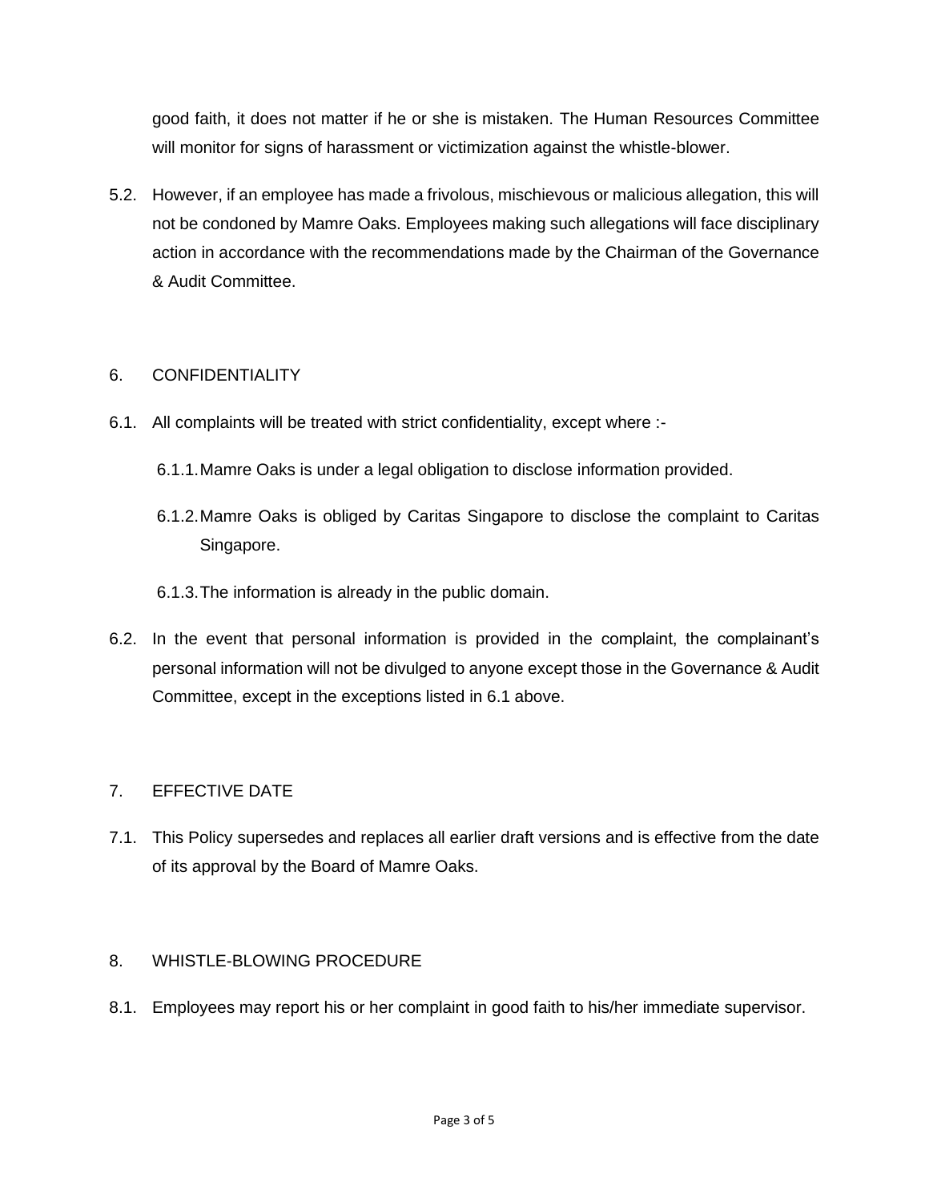good faith, it does not matter if he or she is mistaken. The Human Resources Committee will monitor for signs of harassment or victimization against the whistle-blower.

5.2. However, if an employee has made a frivolous, mischievous or malicious allegation, this will not be condoned by Mamre Oaks. Employees making such allegations will face disciplinary action in accordance with the recommendations made by the Chairman of the Governance & Audit Committee.

## 6. CONFIDENTIALITY

6.1. All complaints will be treated with strict confidentiality, except where :-

- 6.1.1. Mamre Oaks is under a legal obligation to disclose information provided.
- 6.1.2. Mamre Oaks is obliged by Caritas Singapore to disclose the complaint to Caritas Singapore.
- 6.1.3. The information is already in the public domain.

6.2. In the event that personal information is provided in the complaint, the complainant's personal information will not be divulged to anyone except those in the Governance & Audit Committee, except in the exceptions listed in 6.1 above.

## 7. EFFECTIVE DATE

7.1. This Policy supersedes and replaces all earlier draft versions and is effective from the date of its approval by the Board of Mamre Oaks.

## 8. WHISTLE-BLOWING PROCEDURE

8.1. Employees may report his or her complaint in good faith to his/her immediate supervisor.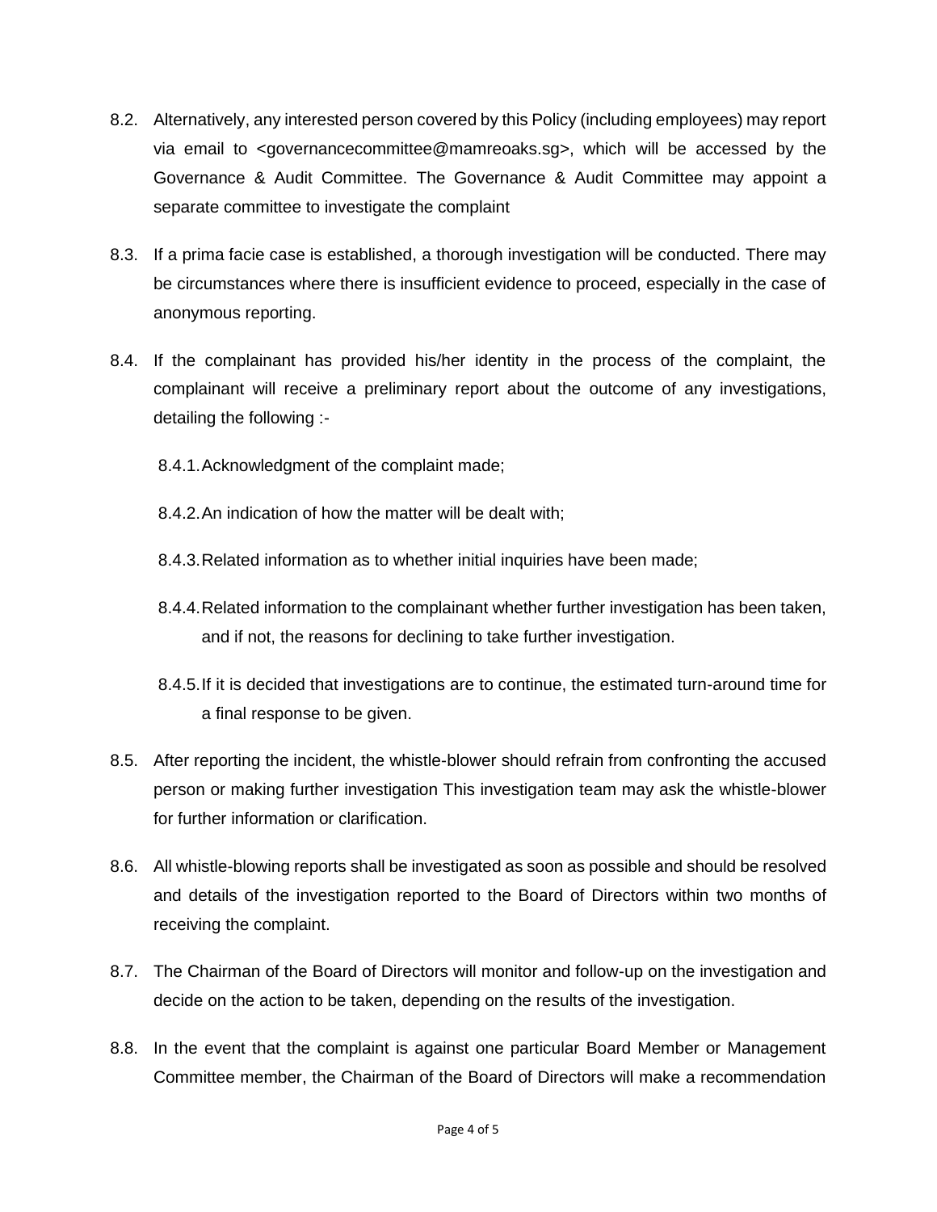8.2. Alternatively, any interested person covered by this Policy (including employees) may report via email to <governancecommittee@mamreoaks.sg>, which will be accessed by the Governance & Audit Committee. The Governance & Audit Committee may appoint a separate committee to investigate the complaint

8.3. If a prima facie case is established, a thorough investigation will be conducted. There may be circumstances where there is insufficient evidence to proceed, especially in the case of anonymous reporting.

8.4. If the complainant has provided his/her identity in the process of the complaint, the complainant will receive a preliminary report about the outcome of any investigations, detailing the following :-

8.4.1. Acknowledgment of the complaint made;

8.4.2. An indication of how the matter will be dealt with;

8.4.3. Related information as to whether initial inquiries have been made;

8.4.4. Related information to the complainant whether further investigation has been taken, and if not, the reasons for declining to take further investigation.

8.4.5. If it is decided that investigations are to continue, the estimated turn-around time for a final response to be given.

8.5. After reporting the incident, the whistle-blower should refrain from confronting the accused person or making further investigation This investigation team may ask the whistle-blower for further information or clarification.

8.6. All whistle-blowing reports shall be investigated as soon as possible and should be resolved and details of the investigation reported to the Board of Directors within two months of receiving the complaint.

8.7. The Chairman of the Board of Directors will monitor and follow-up on the investigation and decide on the action to be taken, depending on the results of the investigation.

8.8. In the event that the complaint is against one particular Board Member or Management Committee member, the Chairman of the Board of Directors will make a recommendation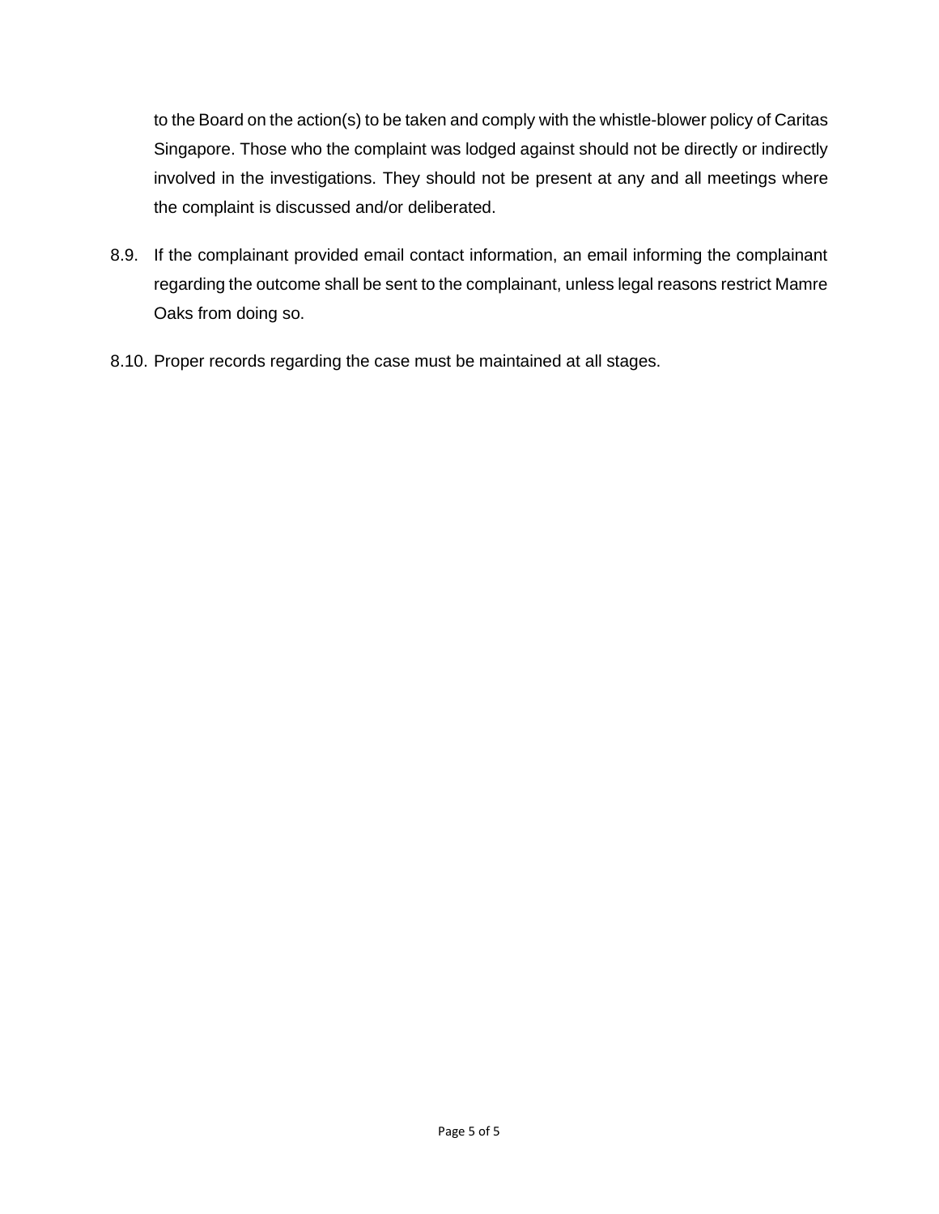to the Board on the action(s) to be taken and comply with the whistle-blower policy of Caritas Singapore. Those who the complaint was lodged against should not be directly or indirectly involved in the investigations. They should not be present at any and all meetings where the complaint is discussed and/or deliberated.

8.9. If the complainant provided email contact information, an email informing the complainant regarding the outcome shall be sent to the complainant, unless legal reasons restrict Mamre Oaks from doing so.

8.10. Proper records regarding the case must be maintained at all stages.